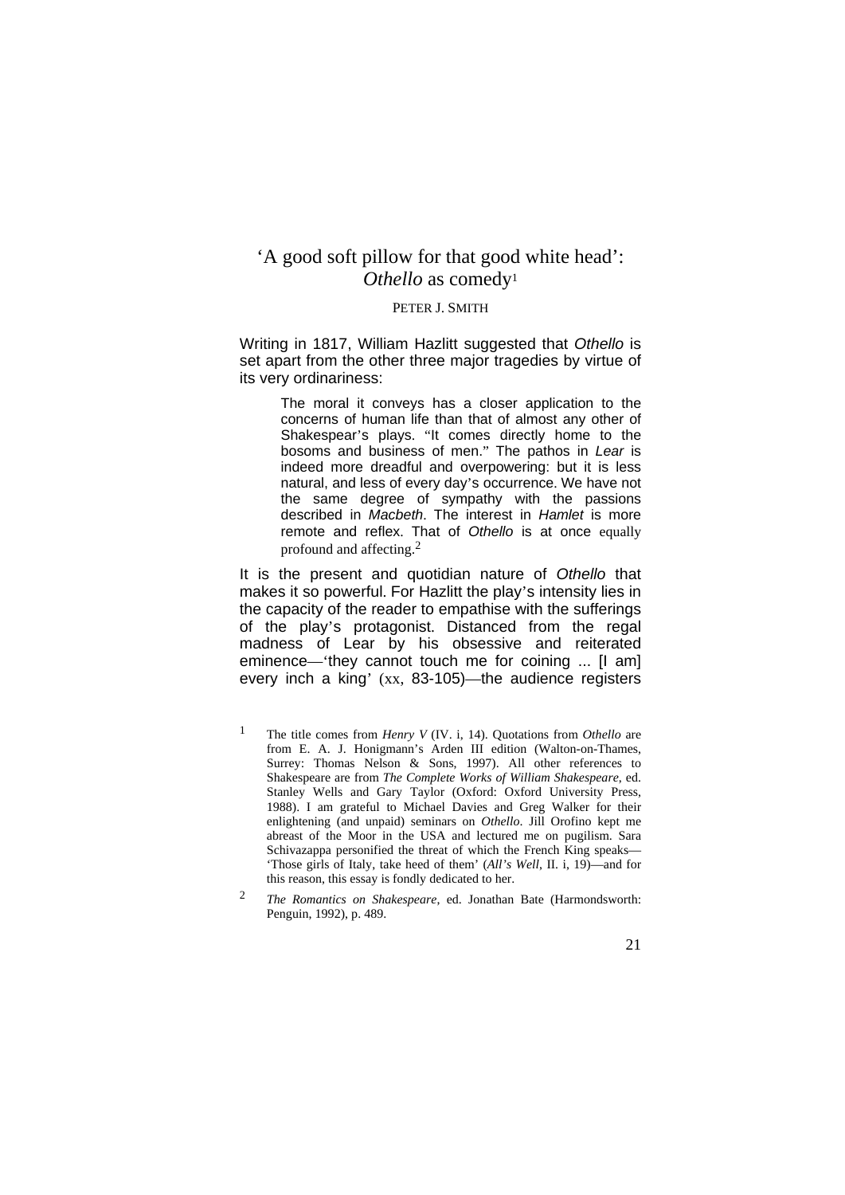# 'A good soft pillow for that good white head': *Othello* as comedy[1]

PETER J. SMITH

Writing in 1817, William Hazlitt suggested that *Othello* is set apart from the other three major tragedies by virtue of its very ordinariness:

> The moral it conveys has a closer application to the concerns of human life than that of almost any other of Shakespear's plays. "It comes directly home to the bosoms and business of men." The pathos in *Lear* is indeed more dreadful and overpowering: but it is less natural, and less of every day's occurrence. We have not the same degree of sympathy with the passions described in *Macbeth*. The interest in *Hamlet* is more remote and reflex. That of *Othello* is at once equally profound and affecting.[2]

It is the present and quotidian nature of *Othello* that makes it so powerful. For Hazlitt the play's intensity lies in the capacity of the reader to empathise with the sufferings of the play's protagonist. Distanced from the regal madness of Lear by his obsessive and reiterated eminence—'they cannot touch me for coining ... [I am] every inch a king' (xx, 83-105)—the audience registers

---

1 The title comes from *Henry V* (IV. i, 14). Quotations from *Othello* are from E. A. J. Honigmann's Arden III edition (Walton-on-Thames, Surrey: Thomas Nelson & Sons, 1997). All other references to Shakespeare are from *The Complete Works of William Shakespeare*, ed. Stanley Wells and Gary Taylor (Oxford: Oxford University Press, 1988). I am grateful to Michael Davies and Greg Walker for their enlightening (and unpaid) seminars on *Othello*. Jill Orofino kept me abreast of the Moor in the USA and lectured me on pugilism. Sara Schivazappa personified the threat of which the French King speaks—'Those girls of Italy, take heed of them' (*All's Well*, II. i, 19)—and for this reason, this essay is fondly dedicated to her.

2 *The Romantics on Shakespeare*, ed. Jonathan Bate (Harmondsworth: Penguin, 1992), p. 489.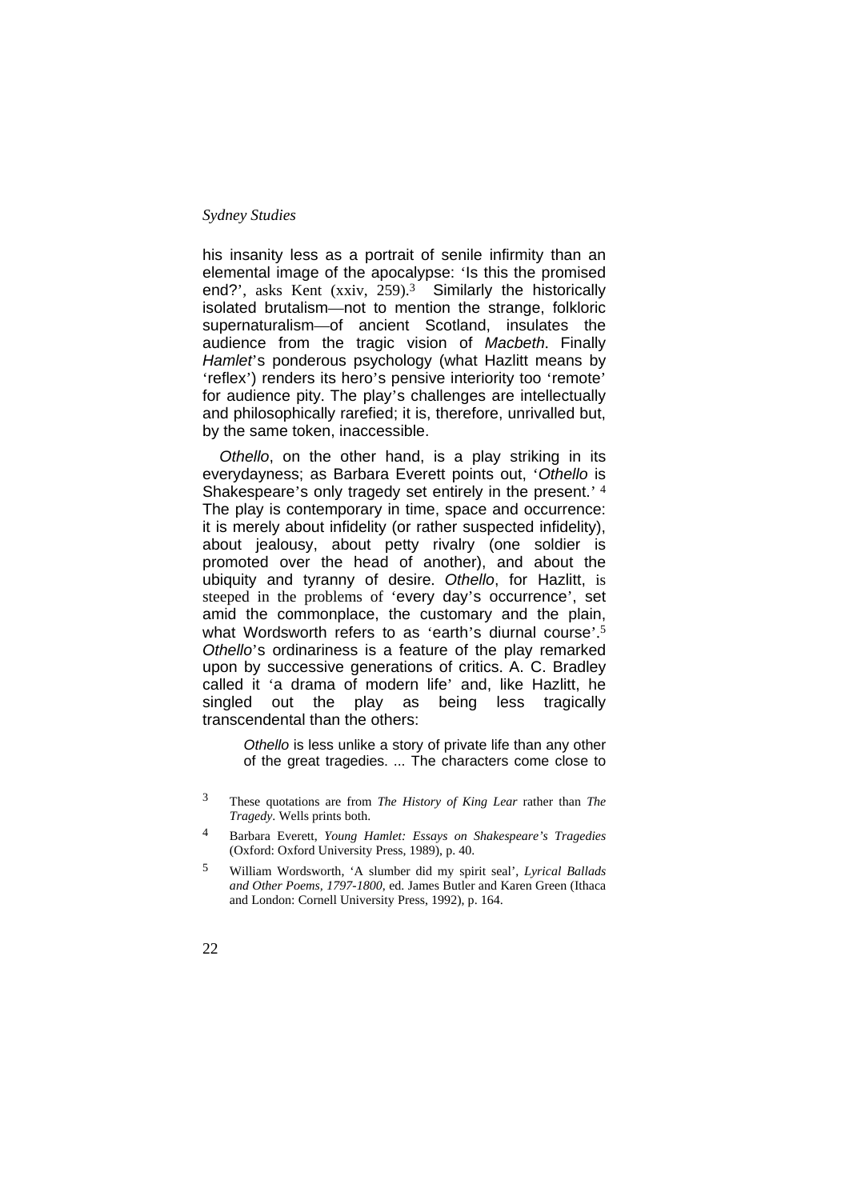his insanity less as a portrait of senile infirmity than an elemental image of the apocalypse: 'Is this the promised end?', asks Kent (xxiv, 259).[3] Similarly the historically isolated brutalism—not to mention the strange, folkloric supernaturalism—of ancient Scotland, insulates the audience from the tragic vision of *Macbeth*. Finally *Hamlet*'s ponderous psychology (what Hazlitt means by 'reflex') renders its hero's pensive interiority too 'remote' for audience pity. The play's challenges are intellectually and philosophically rarefied; it is, therefore, unrivalled but, by the same token, inaccessible.

*Othello*, on the other hand, is a play striking in its everydayness; as Barbara Everett points out, '*Othello* is Shakespeare's only tragedy set entirely in the present.' [4] The play is contemporary in time, space and occurrence: it is merely about infidelity (or rather suspected infidelity), about jealousy, about petty rivalry (one soldier is promoted over the head of another), and about the ubiquity and tyranny of desire. *Othello*, for Hazlitt, is steeped in the problems of 'every day's occurrence', set amid the commonplace, the customary and the plain, what Wordsworth refers to as 'earth's diurnal course'.[5] *Othello*'s ordinariness is a feature of the play remarked upon by successive generations of critics. A. C. Bradley called it 'a drama of modern life' and, like Hazlitt, he singled out the play as being less tragically transcendental than the others:

> *Othello* is less unlike a story of private life than any other of the great tragedies. ... The characters come close to

[3] These quotations are from *The History of King Lear* rather than *The Tragedy*. Wells prints both.

[4] Barbara Everett, *Young Hamlet: Essays on Shakespeare's Tragedies* (Oxford: Oxford University Press, 1989), p. 40.

[5] William Wordsworth, 'A slumber did my spirit seal', *Lyrical Ballads and Other Poems, 1797-1800*, ed. James Butler and Karen Green (Ithaca and London: Cornell University Press, 1992), p. 164.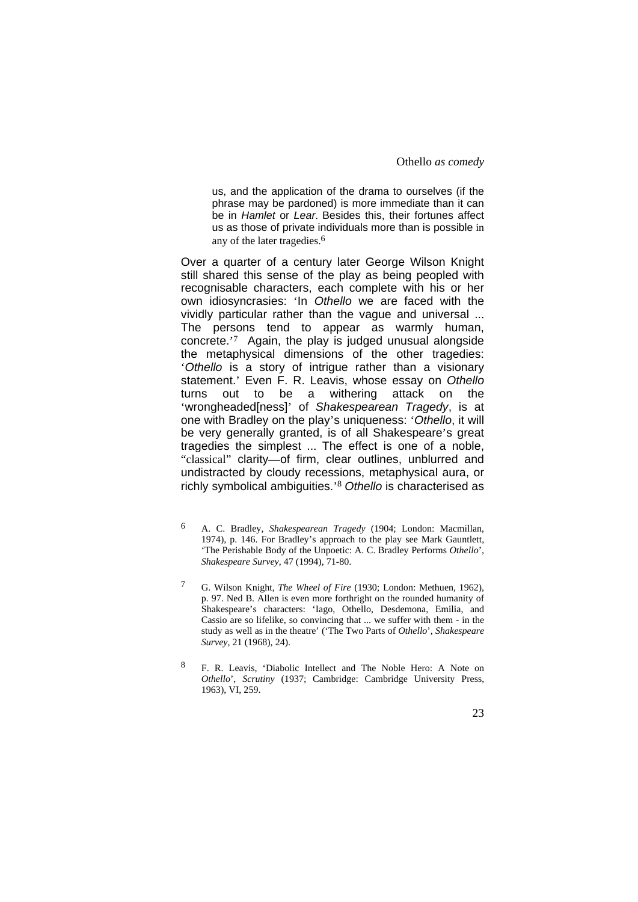> us, and the application of the drama to ourselves (if the phrase may be pardoned) is more immediate than it can be in *Hamlet* or *Lear*. Besides this, their fortunes affect us as those of private individuals more than is possible in any of the later tragedies.[6]

Over a quarter of a century later George Wilson Knight still shared this sense of the play as being peopled with recognisable characters, each complete with his or her own idiosyncrasies: 'In *Othello* we are faced with the vividly particular rather than the vague and universal ... The persons tend to appear as warmly human, concrete.'[7] Again, the play is judged unusual alongside the metaphysical dimensions of the other tragedies: '*Othello* is a story of intrigue rather than a visionary statement.' Even F. R. Leavis, whose essay on *Othello* turns out to be a withering attack on the 'wrongheaded[ness]' of *Shakespearean Tragedy*, is at one with Bradley on the play's uniqueness: '*Othello*, it will be very generally granted, is of all Shakespeare's great tragedies the simplest ... The effect is one of a noble, "classical" clarity—of firm, clear outlines, unblurred and undistracted by cloudy recessions, metaphysical aura, or richly symbolical ambiguities.'[8] *Othello* is characterised as

[6] A. C. Bradley, *Shakespearean Tragedy* (1904; London: Macmillan, 1974), p. 146. For Bradley's approach to the play see Mark Gauntlett, 'The Perishable Body of the Unpoetic: A. C. Bradley Performs *Othello*', *Shakespeare Survey*, 47 (1994), 71-80.

[7] G. Wilson Knight, *The Wheel of Fire* (1930; London: Methuen, 1962), p. 97. Ned B. Allen is even more forthright on the rounded humanity of Shakespeare's characters: 'Iago, Othello, Desdemona, Emilia, and Cassio are so lifelike, so convincing that ... we suffer with them - in the study as well as in the theatre' ('The Two Parts of *Othello*', *Shakespeare Survey*, 21 (1968), 24).

[8] F. R. Leavis, 'Diabolic Intellect and The Noble Hero: A Note on *Othello*', *Scrutiny* (1937; Cambridge: Cambridge University Press, 1963), VI, 259.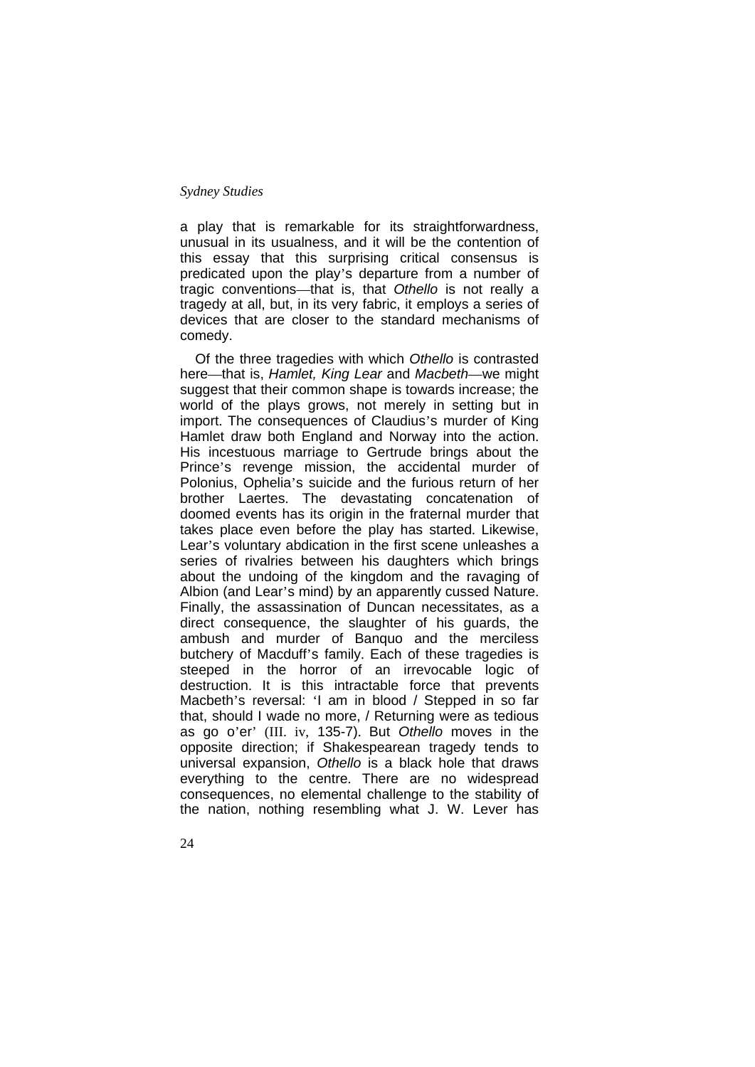a play that is remarkable for its straightforwardness, unusual in its usualness, and it will be the contention of this essay that this surprising critical consensus is predicated upon the play's departure from a number of tragic conventions—that is, that *Othello* is not really a tragedy at all, but, in its very fabric, it employs a series of devices that are closer to the standard mechanisms of comedy.

Of the three tragedies with which *Othello* is contrasted here—that is, *Hamlet, King Lear* and *Macbeth*—we might suggest that their common shape is towards increase; the world of the plays grows, not merely in setting but in import. The consequences of Claudius's murder of King Hamlet draw both England and Norway into the action. His incestuous marriage to Gertrude brings about the Prince's revenge mission, the accidental murder of Polonius, Ophelia's suicide and the furious return of her brother Laertes. The devastating concatenation of doomed events has its origin in the fraternal murder that takes place even before the play has started. Likewise, Lear's voluntary abdication in the first scene unleashes a series of rivalries between his daughters which brings about the undoing of the kingdom and the ravaging of Albion (and Lear's mind) by an apparently cussed Nature. Finally, the assassination of Duncan necessitates, as a direct consequence, the slaughter of his guards, the ambush and murder of Banquo and the merciless butchery of Macduff's family. Each of these tragedies is steeped in the horror of an irrevocable logic of destruction. It is this intractable force that prevents Macbeth's reversal: 'I am in blood / Stepped in so far that, should I wade no more, / Returning were as tedious as go o'er' (III. iv, 135-7). But *Othello* moves in the opposite direction; if Shakespearean tragedy tends to universal expansion, *Othello* is a black hole that draws everything to the centre. There are no widespread consequences, no elemental challenge to the stability of the nation, nothing resembling what J. W. Lever has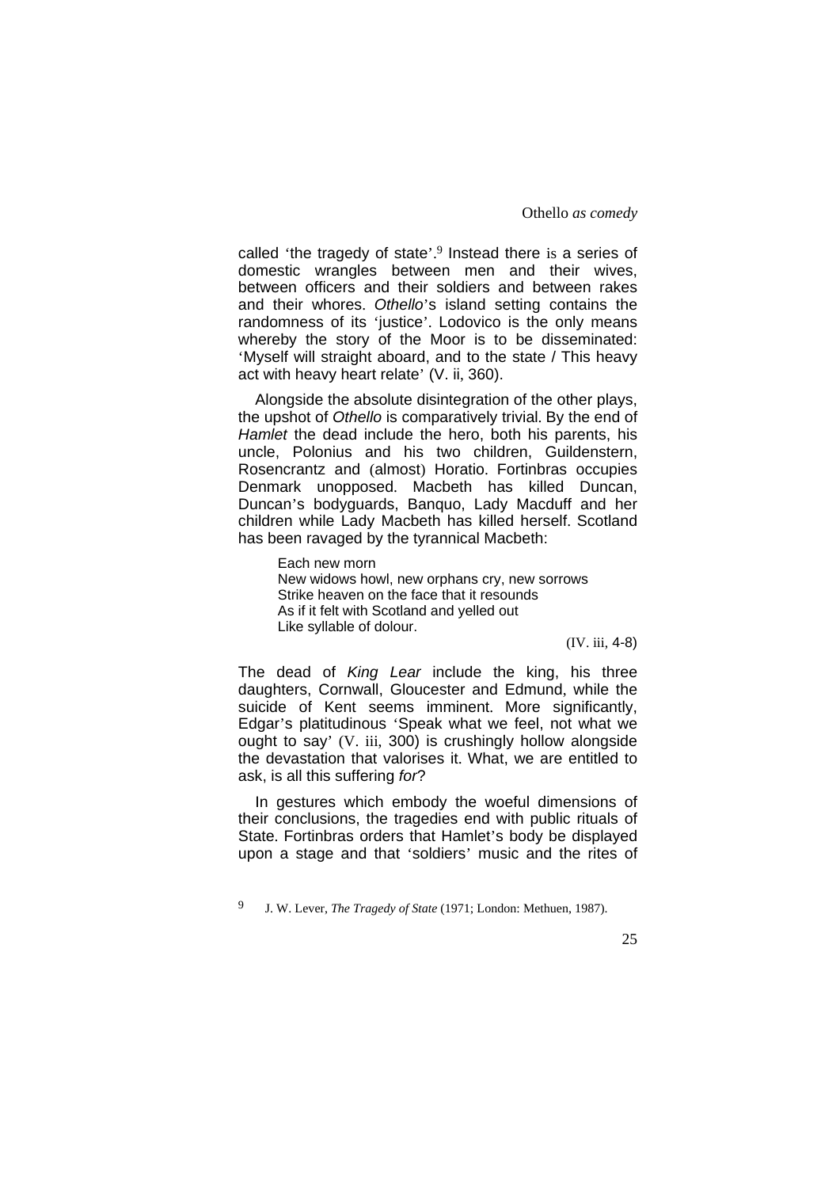called 'the tragedy of state'.[9] Instead there is a series of domestic wrangles between men and their wives, between officers and their soldiers and between rakes and their whores. *Othello*'s island setting contains the randomness of its 'justice'. Lodovico is the only means whereby the story of the Moor is to be disseminated: 'Myself will straight aboard, and to the state / This heavy act with heavy heart relate' (V. ii, 360).

Alongside the absolute disintegration of the other plays, the upshot of *Othello* is comparatively trivial. By the end of *Hamlet* the dead include the hero, both his parents, his uncle, Polonius and his two children, Guildenstern, Rosencrantz and (almost) Horatio. Fortinbras occupies Denmark unopposed. Macbeth has killed Duncan, Duncan's bodyguards, Banquo, Lady Macduff and her children while Lady Macbeth has killed herself. Scotland has been ravaged by the tyrannical Macbeth:

> Each new morn
> New widows howl, new orphans cry, new sorrows
> Strike heaven on the face that it resounds
> As if it felt with Scotland and yelled out
> Like syllable of dolour.
>
> (IV. iii, 4-8)

The dead of *King Lear* include the king, his three daughters, Cornwall, Gloucester and Edmund, while the suicide of Kent seems imminent. More significantly, Edgar's platitudinous 'Speak what we feel, not what we ought to say' (V. iii, 300) is crushingly hollow alongside the devastation that valorises it. What, we are entitled to ask, is all this suffering *for*?

In gestures which embody the woeful dimensions of their conclusions, the tragedies end with public rituals of State. Fortinbras orders that Hamlet's body be displayed upon a stage and that 'soldiers' music and the rites of

[9] J. W. Lever, *The Tragedy of State* (1971; London: Methuen, 1987).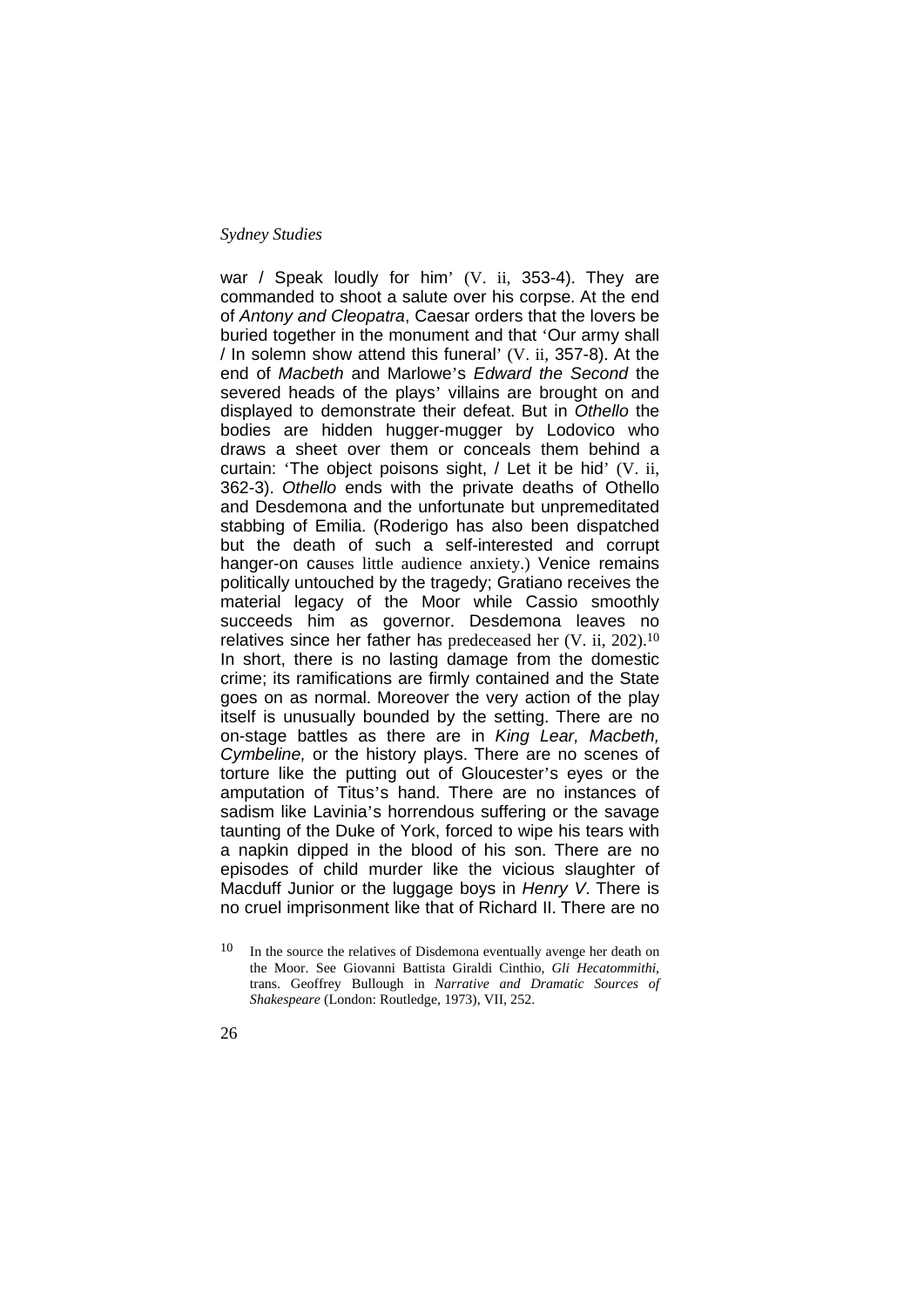war / Speak loudly for him' (V. ii, 353-4). They are commanded to shoot a salute over his corpse. At the end of *Antony and Cleopatra*, Caesar orders that the lovers be buried together in the monument and that 'Our army shall / In solemn show attend this funeral' (V. ii, 357-8). At the end of *Macbeth* and Marlowe's *Edward the Second* the severed heads of the plays' villains are brought on and displayed to demonstrate their defeat. But in *Othello* the bodies are hidden hugger-mugger by Lodovico who draws a sheet over them or conceals them behind a curtain: 'The object poisons sight, / Let it be hid' (V. ii, 362-3). *Othello* ends with the private deaths of Othello and Desdemona and the unfortunate but unpremeditated stabbing of Emilia. (Roderigo has also been dispatched but the death of such a self-interested and corrupt hanger-on causes little audience anxiety.) Venice remains politically untouched by the tragedy; Gratiano receives the material legacy of the Moor while Cassio smoothly succeeds him as governor. Desdemona leaves no relatives since her father has predeceased her (V. ii, 202).[10] In short, there is no lasting damage from the domestic crime; its ramifications are firmly contained and the State goes on as normal. Moreover the very action of the play itself is unusually bounded by the setting. There are no on-stage battles as there are in *King Lear, Macbeth, Cymbeline,* or the history plays. There are no scenes of torture like the putting out of Gloucester's eyes or the amputation of Titus's hand. There are no instances of sadism like Lavinia's horrendous suffering or the savage taunting of the Duke of York, forced to wipe his tears with a napkin dipped in the blood of his son. There are no episodes of child murder like the vicious slaughter of Macduff Junior or the luggage boys in *Henry V*. There is no cruel imprisonment like that of Richard II. There are no

[10] In the source the relatives of Disdemona eventually avenge her death on the Moor. See Giovanni Battista Giraldi Cinthio, *Gli Hecatommithi*, trans. Geoffrey Bullough in *Narrative and Dramatic Sources of Shakespeare* (London: Routledge, 1973), VII, 252.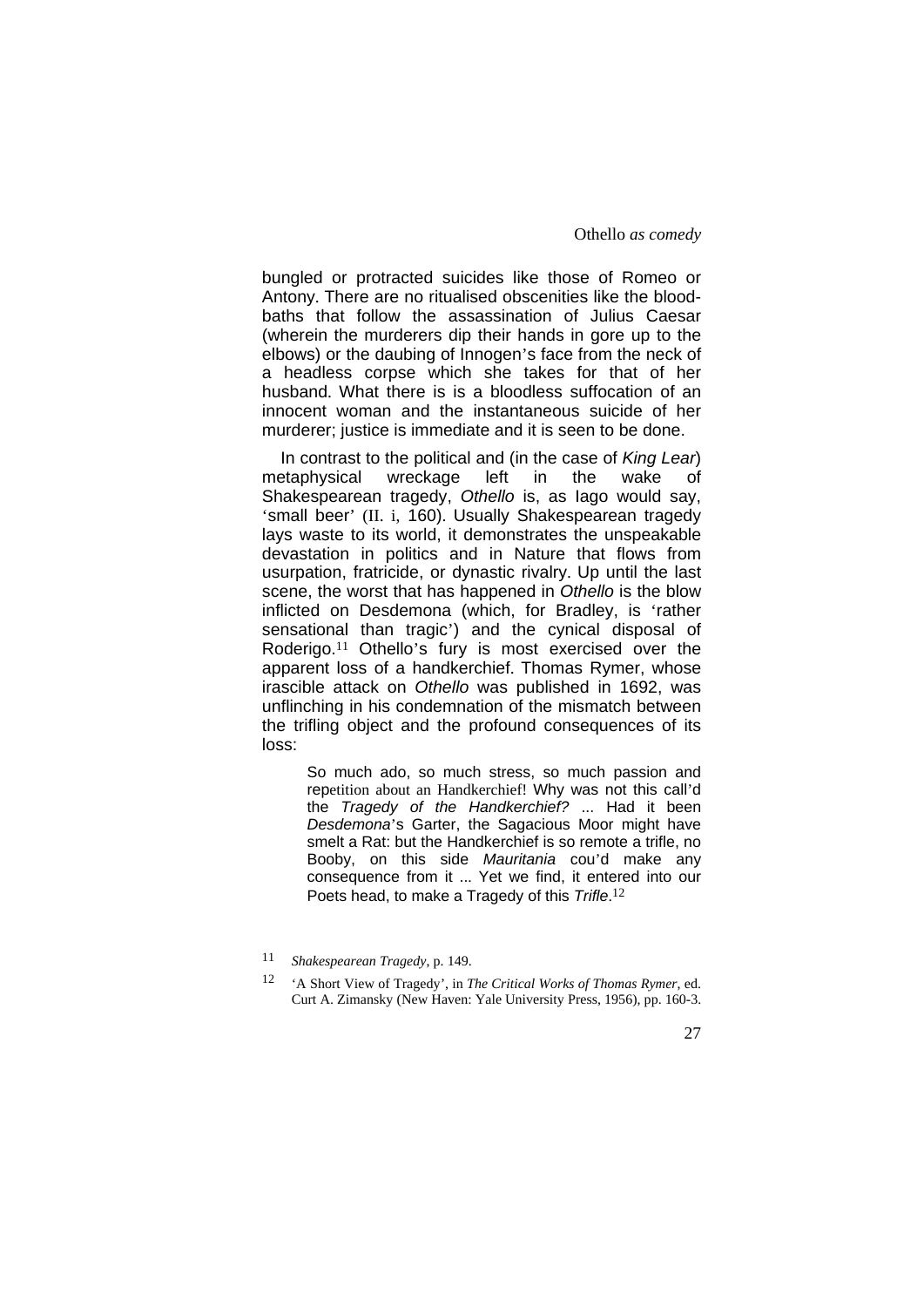bungled or protracted suicides like those of Romeo or Antony. There are no ritualised obscenities like the blood-baths that follow the assassination of Julius Caesar (wherein the murderers dip their hands in gore up to the elbows) or the daubing of Innogen's face from the neck of a headless corpse which she takes for that of her husband. What there is is a bloodless suffocation of an innocent woman and the instantaneous suicide of her murderer; justice is immediate and it is seen to be done.

In contrast to the political and (in the case of *King Lear*) metaphysical wreckage left in the wake of Shakespearean tragedy, *Othello* is, as Iago would say, 'small beer' (II. i, 160). Usually Shakespearean tragedy lays waste to its world, it demonstrates the unspeakable devastation in politics and in Nature that flows from usurpation, fratricide, or dynastic rivalry. Up until the last scene, the worst that has happened in *Othello* is the blow inflicted on Desdemona (which, for Bradley, is 'rather sensational than tragic') and the cynical disposal of Roderigo.[11] Othello's fury is most exercised over the apparent loss of a handkerchief. Thomas Rymer, whose irascible attack on *Othello* was published in 1692, was unflinching in his condemnation of the mismatch between the trifling object and the profound consequences of its loss:

> So much ado, so much stress, so much passion and repetition about an Handkerchief! Why was not this call'd the *Tragedy of the Handkerchief?* ... Had it been *Desdemona*'s Garter, the Sagacious Moor might have smelt a Rat: but the Handkerchief is so remote a trifle, no Booby, on this side *Mauritania* cou'd make any consequence from it ... Yet we find, it entered into our Poets head, to make a Tragedy of this *Trifle*.[12]

11 *Shakespearean Tragedy*, p. 149.

12 'A Short View of Tragedy', in *The Critical Works of Thomas Rymer*, ed. Curt A. Zimansky (New Haven: Yale University Press, 1956), pp. 160-3.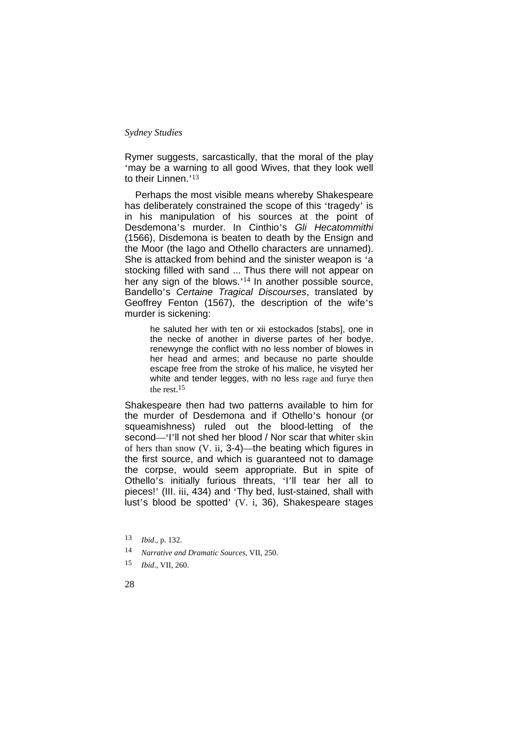Rymer suggests, sarcastically, that the moral of the play 'may be a warning to all good Wives, that they look well to their Linnen.'[13]

Perhaps the most visible means whereby Shakespeare has deliberately constrained the scope of this 'tragedy' is in his manipulation of his sources at the point of Desdemona's murder. In Cinthio's *Gli Hecatommithi* (1566), Disdemona is beaten to death by the Ensign and the Moor (the Iago and Othello characters are unnamed). She is attacked from behind and the sinister weapon is 'a stocking filled with sand ... Thus there will not appear on her any sign of the blows.'[14] In another possible source, Bandello's *Certaine Tragical Discourses*, translated by Geoffrey Fenton (1567), the description of the wife's murder is sickening:

> he saluted her with ten or xii estockados [stabs], one in the necke of another in diverse partes of her bodye, renewynge the conflict with no less nomber of blowes in her head and armes; and because no parte shoulde escape free from the stroke of his malice, he visyted her white and tender legges, with no less rage and furye then the rest.[15]

Shakespeare then had two patterns available to him for the murder of Desdemona and if Othello's honour (or squeamishness) ruled out the blood-letting of the second—'I'll not shed her blood / Nor scar that whiter skin of hers than snow (V. ii, 3-4)—the beating which figures in the first source, and which is guaranteed not to damage the corpse, would seem appropriate. But in spite of Othello's initially furious threats, 'I'll tear her all to pieces!' (III. iii, 434) and 'Thy bed, lust-stained, shall with lust's blood be spotted' (V. i, 36), Shakespeare stages

13 *Ibid.*, p. 132.

14 *Narrative and Dramatic Sources*, VII, 250.

15 *Ibid.*, VII, 260.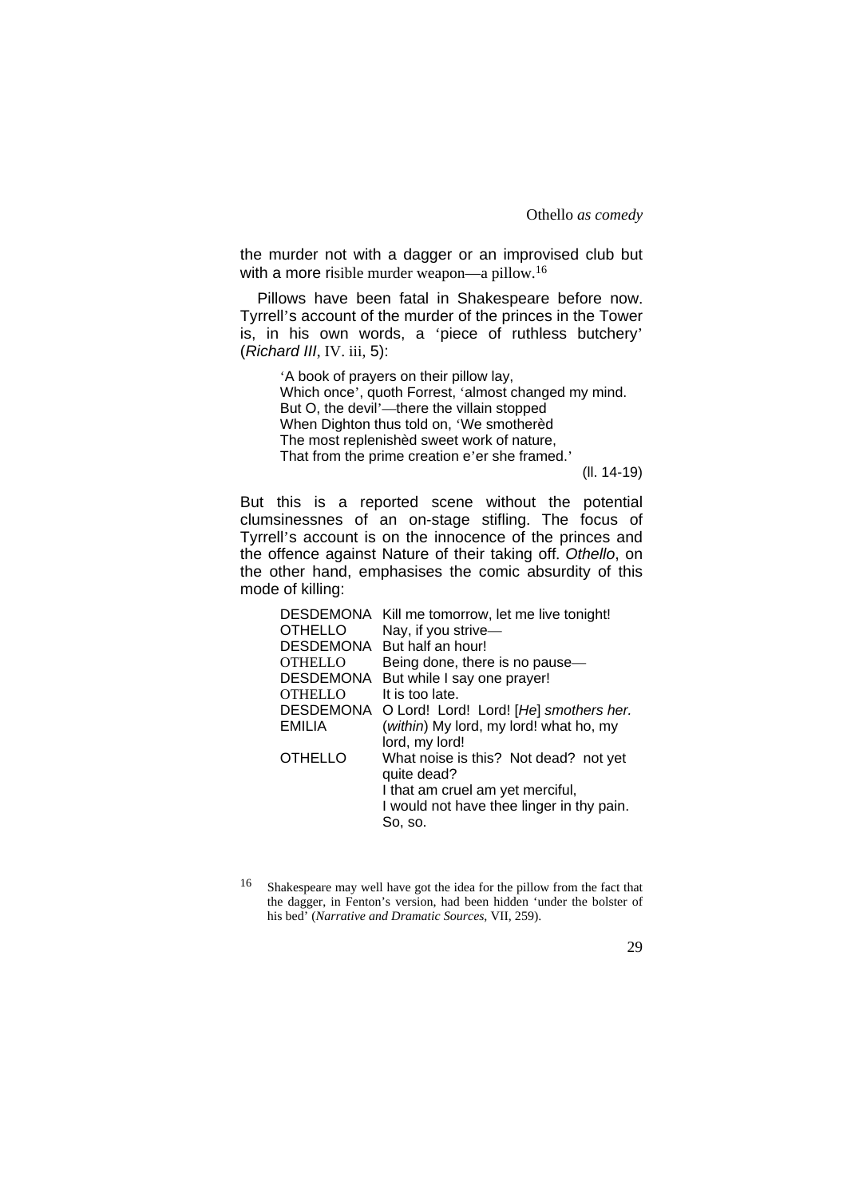the murder not with a dagger or an improvised club but with a more risible murder weapon—a pillow.[16]

Pillows have been fatal in Shakespeare before now. Tyrrell's account of the murder of the princes in the Tower is, in his own words, a 'piece of ruthless butchery' (*Richard III*, IV. iii, 5):

> 'A book of prayers on their pillow lay,
> Which once', quoth Forrest, 'almost changed my mind.
> But O, the devil'—there the villain stopped
> When Dighton thus told on, 'We smotherèd
> The most replenishèd sweet work of nature,
> That from the prime creation e'er she framed.'
>
> (ll. 14-19)

But this is a reported scene without the potential clumsinessnes of an on-stage stifling. The focus of Tyrrell's account is on the innocence of the princes and the offence against Nature of their taking off. *Othello*, on the other hand, emphasises the comic absurdity of this mode of killing:

> DESDEMONA Kill me tomorrow, let me live tonight!
> OTHELLO Nay, if you strive—
> DESDEMONA But half an hour!
> OTHELLO Being done, there is no pause—
> DESDEMONA But while I say one prayer!
> OTHELLO It is too late.
> DESDEMONA O Lord! Lord! Lord! [*He*] *smothers her.*
> EMILIA (*within*) My lord, my lord! what ho, my lord, my lord!
> OTHELLO What noise is this? Not dead? not yet quite dead?
> I that am cruel am yet merciful,
> I would not have thee linger in thy pain.
> So, so.

[16] Shakespeare may well have got the idea for the pillow from the fact that the dagger, in Fenton's version, had been hidden 'under the bolster of his bed' (*Narrative and Dramatic Sources*, VII, 259).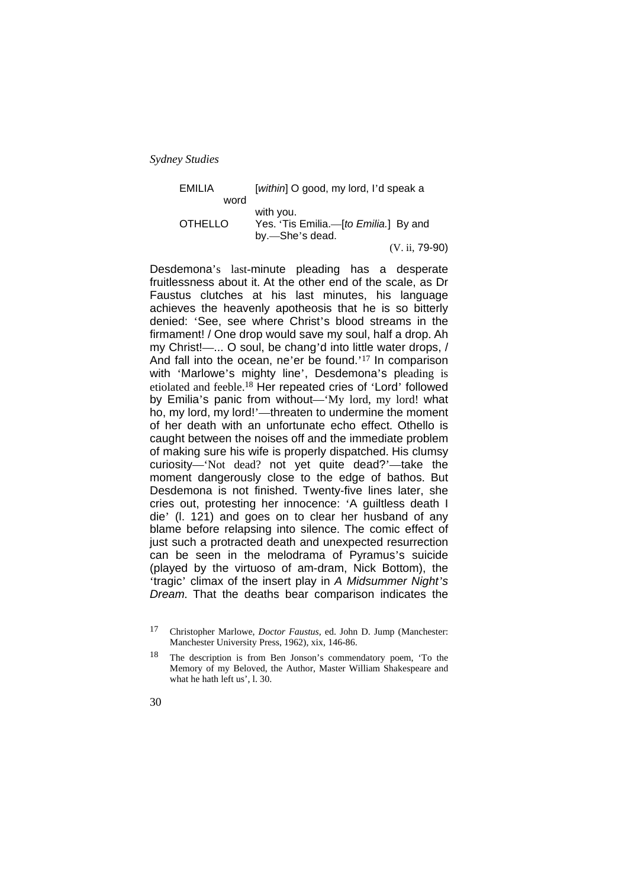EMILIA [*within*] O good, my lord, I'd speak a word with you.

OTHELLO Yes. 'Tis Emilia.—[*to Emilia.*] By and by.—She's dead.

(V. ii, 79-90)

Desdemona's last-minute pleading has a desperate fruitlessness about it. At the other end of the scale, as Dr Faustus clutches at his last minutes, his language achieves the heavenly apotheosis that he is so bitterly denied: 'See, see where Christ's blood streams in the firmament! / One drop would save my soul, half a drop. Ah my Christ!—... O soul, be chang'd into little water drops, / And fall into the ocean, ne'er be found.'[17] In comparison with 'Marlowe's mighty line', Desdemona's pleading is etiolated and feeble.[18] Her repeated cries of 'Lord' followed by Emilia's panic from without—'My lord, my lord! what ho, my lord, my lord!'—threaten to undermine the moment of her death with an unfortunate echo effect. Othello is caught between the noises off and the immediate problem of making sure his wife is properly dispatched. His clumsy curiosity—'Not dead? not yet quite dead?'—take the moment dangerously close to the edge of bathos. But Desdemona is not finished. Twenty-five lines later, she cries out, protesting her innocence: 'A guiltless death I die' (l. 121) and goes on to clear her husband of any blame before relapsing into silence. The comic effect of just such a protracted death and unexpected resurrection can be seen in the melodrama of Pyramus's suicide (played by the virtuoso of am-dram, Nick Bottom), the 'tragic' climax of the insert play in *A Midsummer Night's Dream*. That the deaths bear comparison indicates the

[17] Christopher Marlowe, *Doctor Faustus*, ed. John D. Jump (Manchester: Manchester University Press, 1962), xix, 146-86.

[18] The description is from Ben Jonson's commendatory poem, 'To the Memory of my Beloved, the Author, Master William Shakespeare and what he hath left us', l. 30.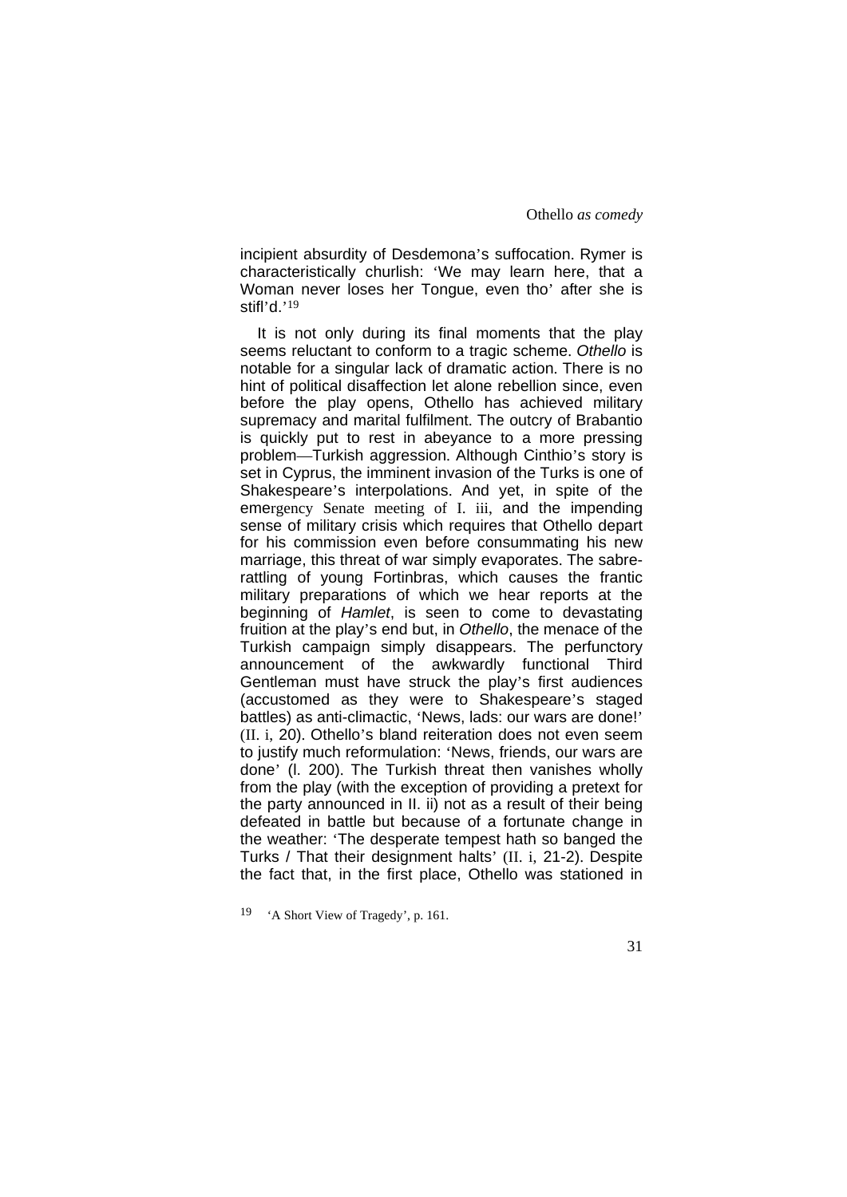incipient absurdity of Desdemona's suffocation. Rymer is characteristically churlish: 'We may learn here, that a Woman never loses her Tongue, even tho' after she is stifl'd.'[19]

It is not only during its final moments that the play seems reluctant to conform to a tragic scheme. *Othello* is notable for a singular lack of dramatic action. There is no hint of political disaffection let alone rebellion since, even before the play opens, Othello has achieved military supremacy and marital fulfilment. The outcry of Brabantio is quickly put to rest in abeyance to a more pressing problem—Turkish aggression. Although Cinthio's story is set in Cyprus, the imminent invasion of the Turks is one of Shakespeare's interpolations. And yet, in spite of the emergency Senate meeting of I. iii, and the impending sense of military crisis which requires that Othello depart for his commission even before consummating his new marriage, this threat of war simply evaporates. The sabre-rattling of young Fortinbras, which causes the frantic military preparations of which we hear reports at the beginning of *Hamlet*, is seen to come to devastating fruition at the play's end but, in *Othello*, the menace of the Turkish campaign simply disappears. The perfunctory announcement of the awkwardly functional Third Gentleman must have struck the play's first audiences (accustomed as they were to Shakespeare's staged battles) as anti-climactic, 'News, lads: our wars are done!' (II. i, 20). Othello's bland reiteration does not even seem to justify much reformulation: 'News, friends, our wars are done' (l. 200). The Turkish threat then vanishes wholly from the play (with the exception of providing a pretext for the party announced in II. ii) not as a result of their being defeated in battle but because of a fortunate change in the weather: 'The desperate tempest hath so banged the Turks / That their designment halts' (II. i, 21-2). Despite the fact that, in the first place, Othello was stationed in

[19] 'A Short View of Tragedy', p. 161.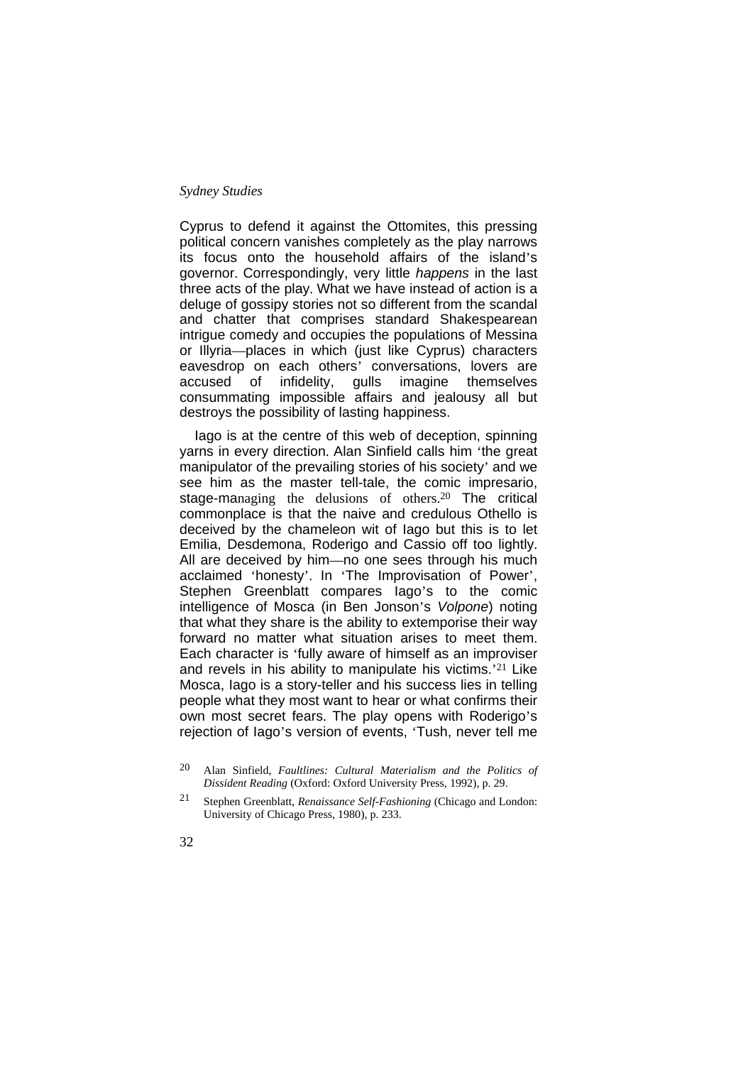Cyprus to defend it against the Ottomites, this pressing political concern vanishes completely as the play narrows its focus onto the household affairs of the island's governor. Correspondingly, very little *happens* in the last three acts of the play. What we have instead of action is a deluge of gossipy stories not so different from the scandal and chatter that comprises standard Shakespearean intrigue comedy and occupies the populations of Messina or Illyria—places in which (just like Cyprus) characters eavesdrop on each others' conversations, lovers are accused of infidelity, gulls imagine themselves consummating impossible affairs and jealousy all but destroys the possibility of lasting happiness.

Iago is at the centre of this web of deception, spinning yarns in every direction. Alan Sinfield calls him 'the great manipulator of the prevailing stories of his society' and we see him as the master tell-tale, the comic impresario, stage-managing the delusions of others.[20] The critical commonplace is that the naive and credulous Othello is deceived by the chameleon wit of Iago but this is to let Emilia, Desdemona, Roderigo and Cassio off too lightly. All are deceived by him—no one sees through his much acclaimed 'honesty'. In 'The Improvisation of Power', Stephen Greenblatt compares Iago's to the comic intelligence of Mosca (in Ben Jonson's *Volpone*) noting that what they share is the ability to extemporise their way forward no matter what situation arises to meet them. Each character is 'fully aware of himself as an improviser and revels in his ability to manipulate his victims.'[21] Like Mosca, Iago is a story-teller and his success lies in telling people what they most want to hear or what confirms their own most secret fears. The play opens with Roderigo's rejection of Iago's version of events, 'Tush, never tell me

20 Alan Sinfield, *Faultlines: Cultural Materialism and the Politics of Dissident Reading* (Oxford: Oxford University Press, 1992), p. 29.

21 Stephen Greenblatt, *Renaissance Self-Fashioning* (Chicago and London: University of Chicago Press, 1980), p. 233.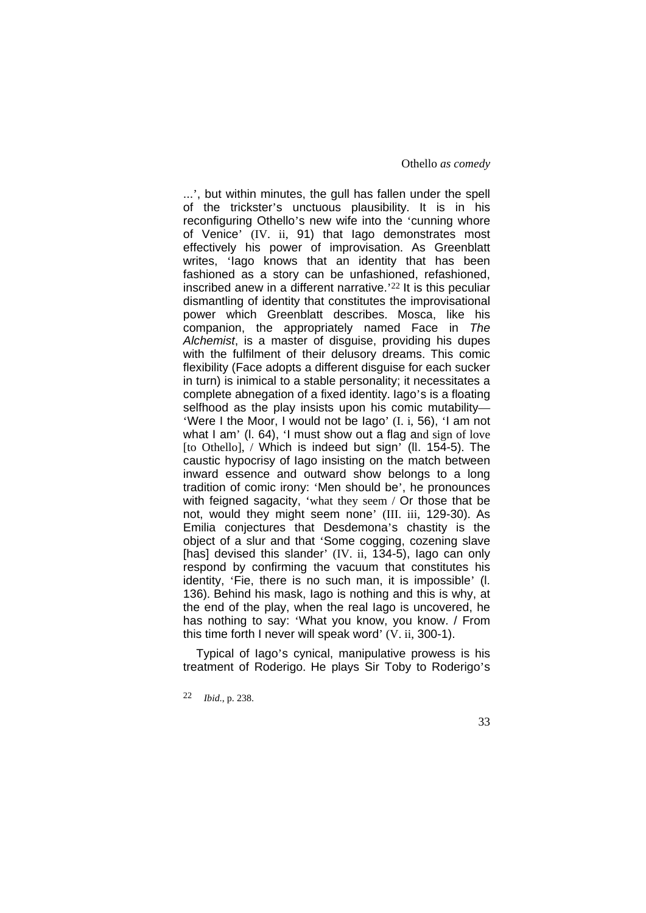...', but within minutes, the gull has fallen under the spell of the trickster's unctuous plausibility. It is in his reconfiguring Othello's new wife into the 'cunning whore of Venice' (IV. ii, 91) that Iago demonstrates most effectively his power of improvisation. As Greenblatt writes, 'Iago knows that an identity that has been fashioned as a story can be unfashioned, refashioned, inscribed anew in a different narrative.'[22] It is this peculiar dismantling of identity that constitutes the improvisational power which Greenblatt describes. Mosca, like his companion, the appropriately named Face in *The Alchemist*, is a master of disguise, providing his dupes with the fulfilment of their delusory dreams. This comic flexibility (Face adopts a different disguise for each sucker in turn) is inimical to a stable personality; it necessitates a complete abnegation of a fixed identity. Iago's is a floating selfhood as the play insists upon his comic mutability—'Were I the Moor, I would not be Iago' (I. i, 56), 'I am not what I am' (l. 64), 'I must show out a flag and sign of love [to Othello], / Which is indeed but sign' (ll. 154-5). The caustic hypocrisy of Iago insisting on the match between inward essence and outward show belongs to a long tradition of comic irony: 'Men should be', he pronounces with feigned sagacity, 'what they seem / Or those that be not, would they might seem none' (III. iii, 129-30). As Emilia conjectures that Desdemona's chastity is the object of a slur and that 'Some cogging, cozening slave [has] devised this slander' (IV. ii, 134-5), Iago can only respond by confirming the vacuum that constitutes his identity, 'Fie, there is no such man, it is impossible' (l. 136). Behind his mask, Iago is nothing and this is why, at the end of the play, when the real Iago is uncovered, he has nothing to say: 'What you know, you know. / From this time forth I never will speak word' (V. ii, 300-1).

Typical of Iago's cynical, manipulative prowess is his treatment of Roderigo. He plays Sir Toby to Roderigo's

[22] *Ibid.*, p. 238.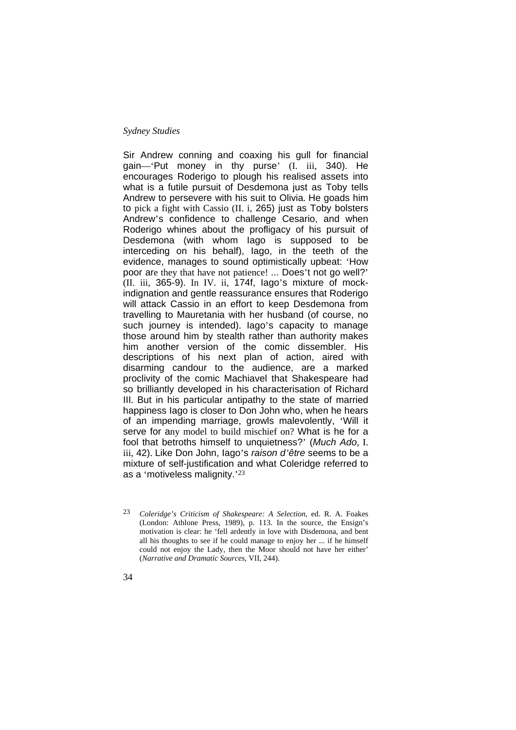Sir Andrew conning and coaxing his gull for financial gain—'Put money in thy purse' (I. iii, 340). He encourages Roderigo to plough his realised assets into what is a futile pursuit of Desdemona just as Toby tells Andrew to persevere with his suit to Olivia. He goads him to pick a fight with Cassio (II. i, 265) just as Toby bolsters Andrew's confidence to challenge Cesario, and when Roderigo whines about the profligacy of his pursuit of Desdemona (with whom Iago is supposed to be interceding on his behalf), Iago, in the teeth of the evidence, manages to sound optimistically upbeat: 'How poor are they that have not patience! ... Does't not go well?' (II. iii, 365-9). In IV. ii, 174f, Iago's mixture of mock-indignation and gentle reassurance ensures that Roderigo will attack Cassio in an effort to keep Desdemona from travelling to Mauretania with her husband (of course, no such journey is intended). Iago's capacity to manage those around him by stealth rather than authority makes him another version of the comic dissembler. His descriptions of his next plan of action, aired with disarming candour to the audience, are a marked proclivity of the comic Machiavel that Shakespeare had so brilliantly developed in his characterisation of Richard III. But in his particular antipathy to the state of married happiness Iago is closer to Don John who, when he hears of an impending marriage, growls malevolently, 'Will it serve for any model to build mischief on? What is he for a fool that betroths himself to unquietness?' (*Much Ado*, I. iii, 42). Like Don John, Iago's *raison d'être* seems to be a mixture of self-justification and what Coleridge referred to as a 'motiveless malignity.'[23]

[23] *Coleridge's Criticism of Shakespeare: A Selection*, ed. R. A. Foakes (London: Athlone Press, 1989), p. 113. In the source, the Ensign's motivation is clear: he 'fell ardently in love with Disdemona, and bent all his thoughts to see if he could manage to enjoy her ... if he himself could not enjoy the Lady, then the Moor should not have her either' (*Narrative and Dramatic Sources*, VII, 244).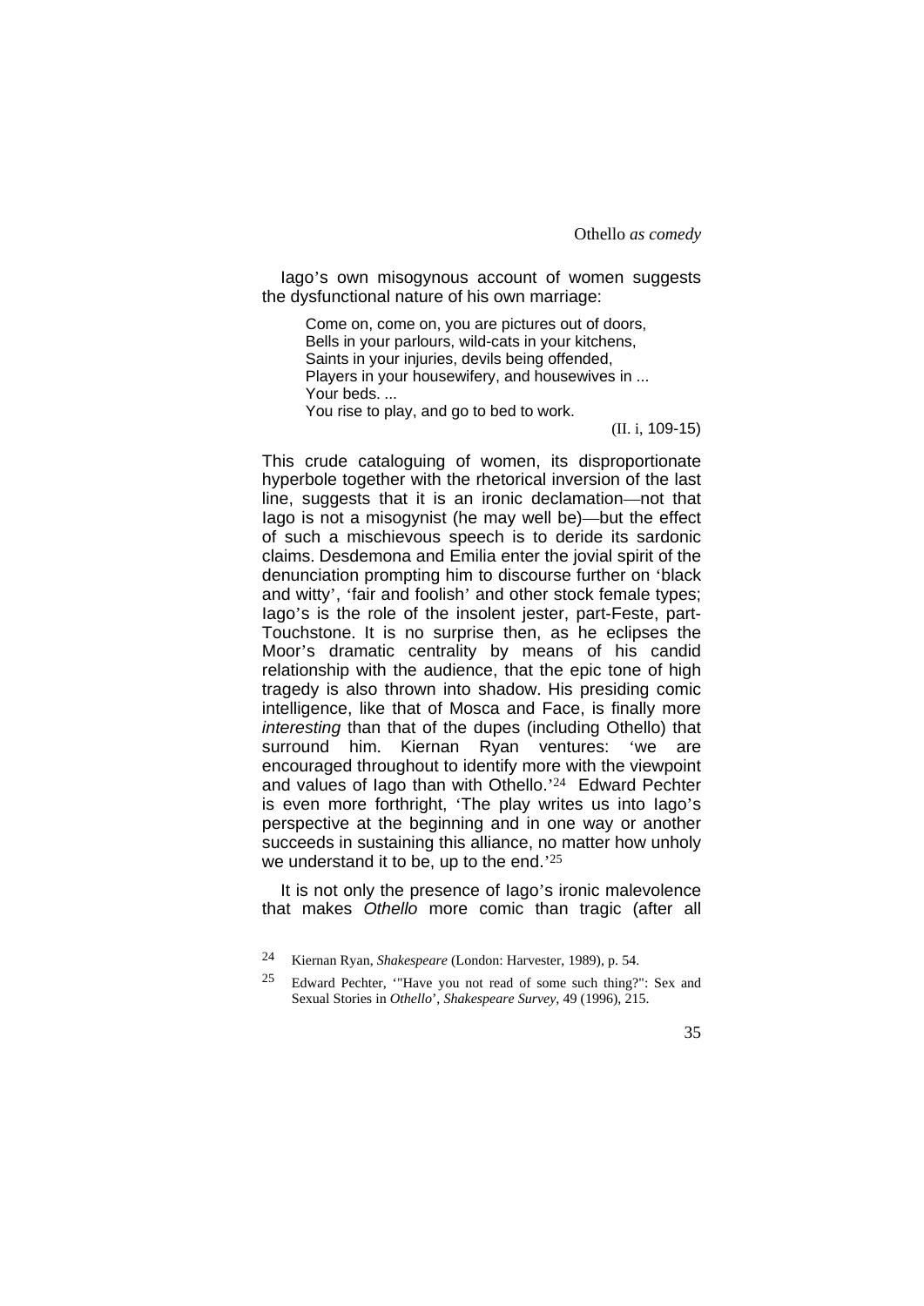Iago's own misogynous account of women suggests the dysfunctional nature of his own marriage:

> Come on, come on, you are pictures out of doors,
> Bells in your parlours, wild-cats in your kitchens,
> Saints in your injuries, devils being offended,
> Players in your housewifery, and housewives in ...
> Your beds. ...
> You rise to play, and go to bed to work.
>
> (II. i, 109-15)

This crude cataloguing of women, its disproportionate hyperbole together with the rhetorical inversion of the last line, suggests that it is an ironic declamation—not that Iago is not a misogynist (he may well be)—but the effect of such a mischievous speech is to deride its sardonic claims. Desdemona and Emilia enter the jovial spirit of the denunciation prompting him to discourse further on 'black and witty', 'fair and foolish' and other stock female types; Iago's is the role of the insolent jester, part-Feste, part-Touchstone. It is no surprise then, as he eclipses the Moor's dramatic centrality by means of his candid relationship with the audience, that the epic tone of high tragedy is also thrown into shadow. His presiding comic intelligence, like that of Mosca and Face, is finally more *interesting* than that of the dupes (including Othello) that surround him. Kiernan Ryan ventures: 'we are encouraged throughout to identify more with the viewpoint and values of Iago than with Othello.'[24] Edward Pechter is even more forthright, 'The play writes us into Iago's perspective at the beginning and in one way or another succeeds in sustaining this alliance, no matter how unholy we understand it to be, up to the end.'[25]

It is not only the presence of Iago's ironic malevolence that makes *Othello* more comic than tragic (after all

---

[24] Kiernan Ryan, *Shakespeare* (London: Harvester, 1989), p. 54.

[25] Edward Pechter, '"Have you not read of some such thing?": Sex and Sexual Stories in *Othello*', *Shakespeare Survey*, 49 (1996), 215.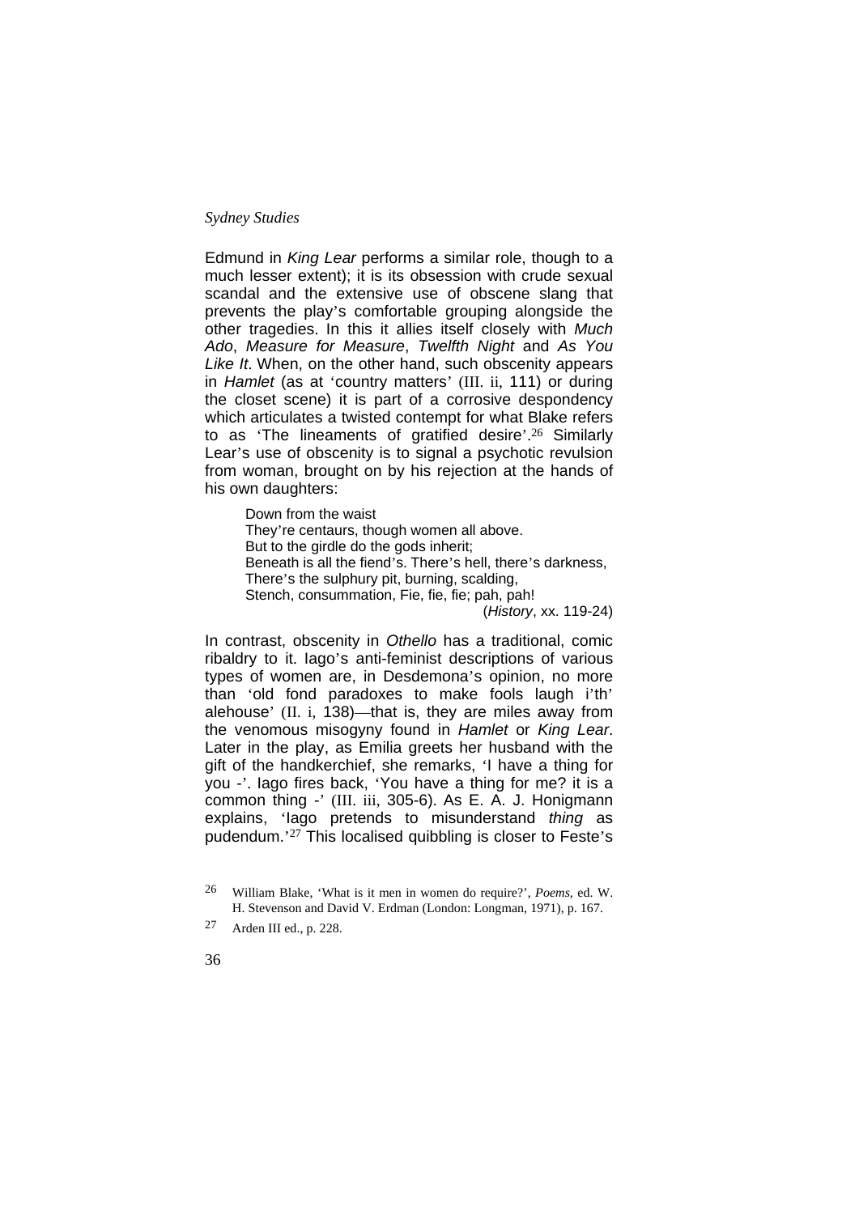Edmund in *King Lear* performs a similar role, though to a much lesser extent); it is its obsession with crude sexual scandal and the extensive use of obscene slang that prevents the play's comfortable grouping alongside the other tragedies. In this it allies itself closely with *Much Ado*, *Measure for Measure*, *Twelfth Night* and *As You Like It*. When, on the other hand, such obscenity appears in *Hamlet* (as at 'country matters' (III. ii, 111) or during the closet scene) it is part of a corrosive despondency which articulates a twisted contempt for what Blake refers to as 'The lineaments of gratified desire'.[26] Similarly Lear's use of obscenity is to signal a psychotic revulsion from woman, brought on by his rejection at the hands of his own daughters:

> Down from the waist
> They're centaurs, though women all above.
> But to the girdle do the gods inherit;
> Beneath is all the fiend's. There's hell, there's darkness,
> There's the sulphury pit, burning, scalding,
> Stench, consummation, Fie, fie, fie; pah, pah!
> (*History*, xx. 119-24)

In contrast, obscenity in *Othello* has a traditional, comic ribaldry to it. Iago's anti-feminist descriptions of various types of women are, in Desdemona's opinion, no more than 'old fond paradoxes to make fools laugh i'th' alehouse' (II. i, 138)—that is, they are miles away from the venomous misogyny found in *Hamlet* or *King Lear*. Later in the play, as Emilia greets her husband with the gift of the handkerchief, she remarks, 'I have a thing for you -'. Iago fires back, 'You have a thing for me? it is a common thing -' (III. iii, 305-6). As E. A. J. Honigmann explains, 'Iago pretends to misunderstand *thing* as pudendum.'[27] This localised quibbling is closer to Feste's

---

[26] William Blake, 'What is it men in women do require?', *Poems*, ed. W. H. Stevenson and David V. Erdman (London: Longman, 1971), p. 167.

[27] Arden III ed., p. 228.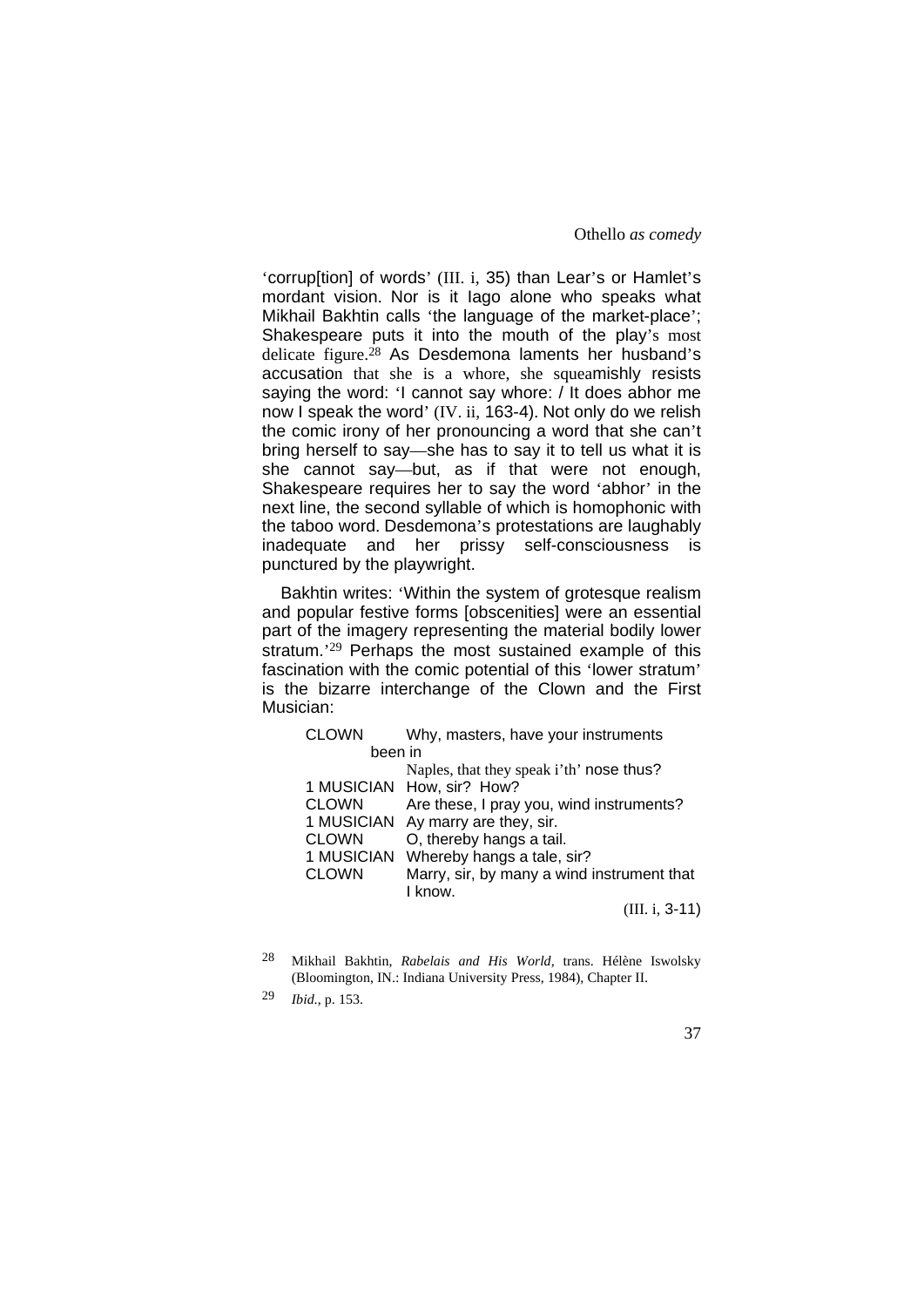'corrup[tion] of words' (III. i, 35) than Lear's or Hamlet's mordant vision. Nor is it Iago alone who speaks what Mikhail Bakhtin calls 'the language of the market-place'; Shakespeare puts it into the mouth of the play's most delicate figure.[28] As Desdemona laments her husband's accusation that she is a whore, she squeamishly resists saying the word: 'I cannot say whore: / It does abhor me now I speak the word' (IV. ii, 163-4). Not only do we relish the comic irony of her pronouncing a word that she can't bring herself to say—she has to say it to tell us what it is she cannot say—but, as if that were not enough, Shakespeare requires her to say the word 'abhor' in the next line, the second syllable of which is homophonic with the taboo word. Desdemona's protestations are laughably inadequate and her prissy self-consciousness is punctured by the playwright.

Bakhtin writes: 'Within the system of grotesque realism and popular festive forms [obscenities] were an essential part of the imagery representing the material bodily lower stratum.'[29] Perhaps the most sustained example of this fascination with the comic potential of this 'lower stratum' is the bizarre interchange of the Clown and the First Musician:

> CLOWN Why, masters, have your instruments been in
> Naples, that they speak i'th' nose thus?
> 1 MUSICIAN How, sir? How?
> CLOWN Are these, I pray you, wind instruments?
> 1 MUSICIAN Ay marry are they, sir.
> CLOWN O, thereby hangs a tail.
> 1 MUSICIAN Whereby hangs a tale, sir?
> CLOWN Marry, sir, by many a wind instrument that I know.
>
> (III. i, 3-11)

[28] Mikhail Bakhtin, *Rabelais and His World*, trans. Hélène Iswolsky (Bloomington, IN.: Indiana University Press, 1984), Chapter II.

[29] *Ibid.*, p. 153.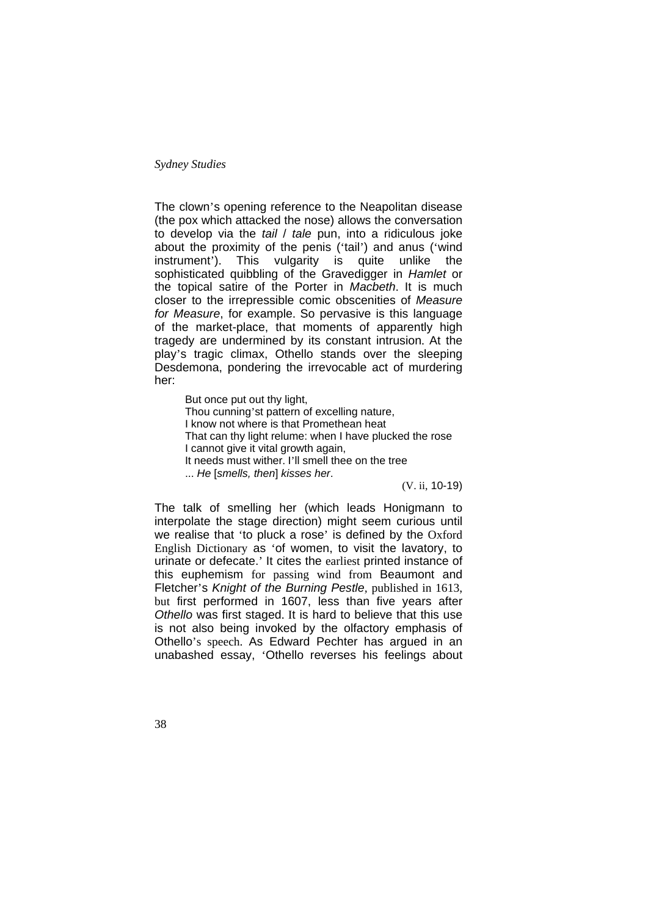The clown's opening reference to the Neapolitan disease (the pox which attacked the nose) allows the conversation to develop via the *tail* / *tale* pun, into a ridiculous joke about the proximity of the penis ('tail') and anus ('wind instrument'). This vulgarity is quite unlike the sophisticated quibbling of the Gravedigger in *Hamlet* or the topical satire of the Porter in *Macbeth*. It is much closer to the irrepressible comic obscenities of *Measure for Measure*, for example. So pervasive is this language of the market-place, that moments of apparently high tragedy are undermined by its constant intrusion. At the play's tragic climax, Othello stands over the sleeping Desdemona, pondering the irrevocable act of murdering her:

> But once put out thy light,
> Thou cunning'st pattern of excelling nature,
> I know not where is that Promethean heat
> That can thy light relume: when I have plucked the rose
> I cannot give it vital growth again,
> It needs must wither. I'll smell thee on the tree
> ... *He* [*smells, then*] *kisses her*.
>
> (V. ii, 10-19)

The talk of smelling her (which leads Honigmann to interpolate the stage direction) might seem curious until we realise that 'to pluck a rose' is defined by the Oxford English Dictionary as 'of women, to visit the lavatory, to urinate or defecate.' It cites the earliest printed instance of this euphemism for passing wind from Beaumont and Fletcher's *Knight of the Burning Pestle*, published in 1613, but first performed in 1607, less than five years after *Othello* was first staged. It is hard to believe that this use is not also being invoked by the olfactory emphasis of Othello's speech. As Edward Pechter has argued in an unabashed essay, 'Othello reverses his feelings about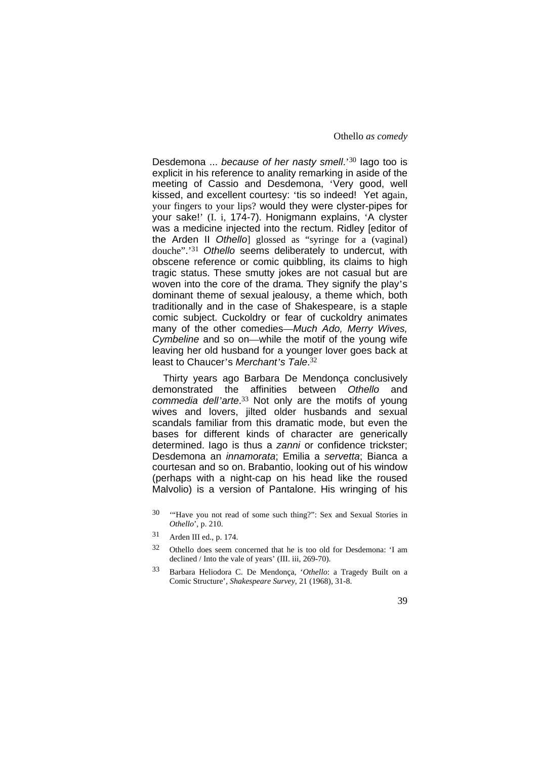Desdemona ... *because of her nasty smell*.'[30] Iago too is explicit in his reference to anality remarking in aside of the meeting of Cassio and Desdemona, 'Very good, well kissed, and excellent courtesy: 'tis so indeed! Yet again, your fingers to your lips? would they were clyster-pipes for your sake!' (I. i, 174-7). Honigmann explains, 'A clyster was a medicine injected into the rectum. Ridley [editor of the Arden II *Othello*] glossed as "syringe for a (vaginal) douche".'[31] *Othello* seems deliberately to undercut, with obscene reference or comic quibbling, its claims to high tragic status. These smutty jokes are not casual but are woven into the core of the drama. They signify the play's dominant theme of sexual jealousy, a theme which, both traditionally and in the case of Shakespeare, is a staple comic subject. Cuckoldry or fear of cuckoldry animates many of the other comedies—*Much Ado, Merry Wives, Cymbeline* and so on—while the motif of the young wife leaving her old husband for a younger lover goes back at least to Chaucer's *Merchant's Tale*.[32]

Thirty years ago Barbara De Mendonça conclusively demonstrated the affinities between *Othello* and *commedia dell'arte*.[33] Not only are the motifs of young wives and lovers, jilted older husbands and sexual scandals familiar from this dramatic mode, but even the bases for different kinds of character are generically determined. Iago is thus a *zanni* or confidence trickster; Desdemona an *innamorata*; Emilia a *servetta*; Bianca a courtesan and so on. Brabantio, looking out of his window (perhaps with a night-cap on his head like the roused Malvolio) is a version of Pantalone. His wringing of his

[30] '"Have you not read of some such thing?": Sex and Sexual Stories in *Othello*', p. 210.

[31] Arden III ed., p. 174.

[32] Othello does seem concerned that he is too old for Desdemona: 'I am declined / Into the vale of years' (III. iii, 269-70).

[33] Barbara Heliodora C. De Mendonça, '*Othello*: a Tragedy Built on a Comic Structure', *Shakespeare Survey*, 21 (1968), 31-8.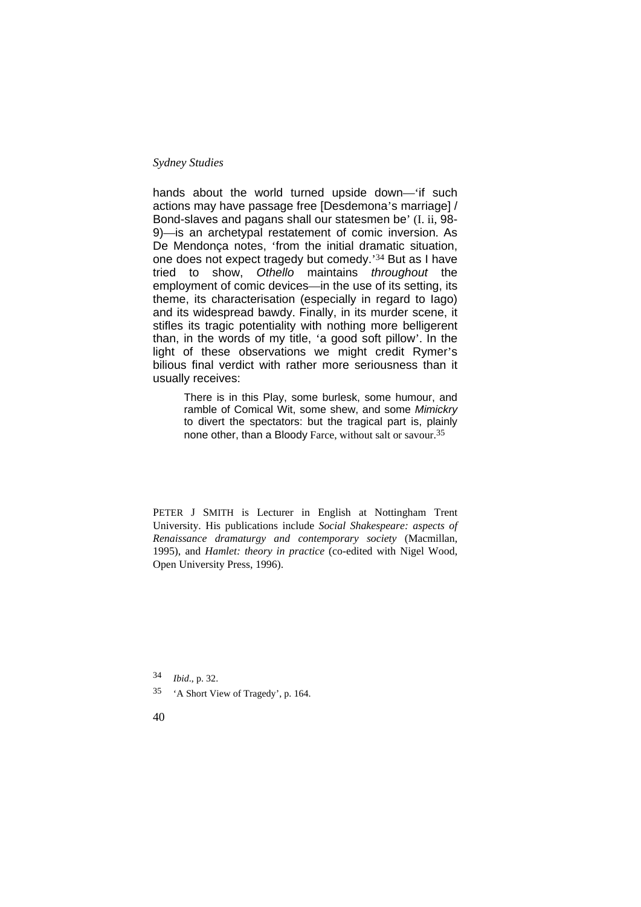hands about the world turned upside down—'if such actions may have passage free [Desdemona's marriage] / Bond-slaves and pagans shall our statesmen be' (I. ii, 98-9)—is an archetypal restatement of comic inversion. As De Mendonça notes, 'from the initial dramatic situation, one does not expect tragedy but comedy.'[34] But as I have tried to show, *Othello* maintains *throughout* the employment of comic devices—in the use of its setting, its theme, its characterisation (especially in regard to Iago) and its widespread bawdy. Finally, in its murder scene, it stifles its tragic potentiality with nothing more belligerent than, in the words of my title, 'a good soft pillow'. In the light of these observations we might credit Rymer's bilious final verdict with rather more seriousness than it usually receives:

> There is in this Play, some burlesk, some humour, and ramble of Comical Wit, some shew, and some *Mimickry* to divert the spectators: but the tragical part is, plainly none other, than a Bloody Farce, without salt or savour.[35]

PETER J SMITH is Lecturer in English at Nottingham Trent University. His publications include *Social Shakespeare: aspects of Renaissance dramaturgy and contemporary society* (Macmillan, 1995), and *Hamlet: theory in practice* (co-edited with Nigel Wood, Open University Press, 1996).

---

34 *Ibid*., p. 32.

35 'A Short View of Tragedy', p. 164.